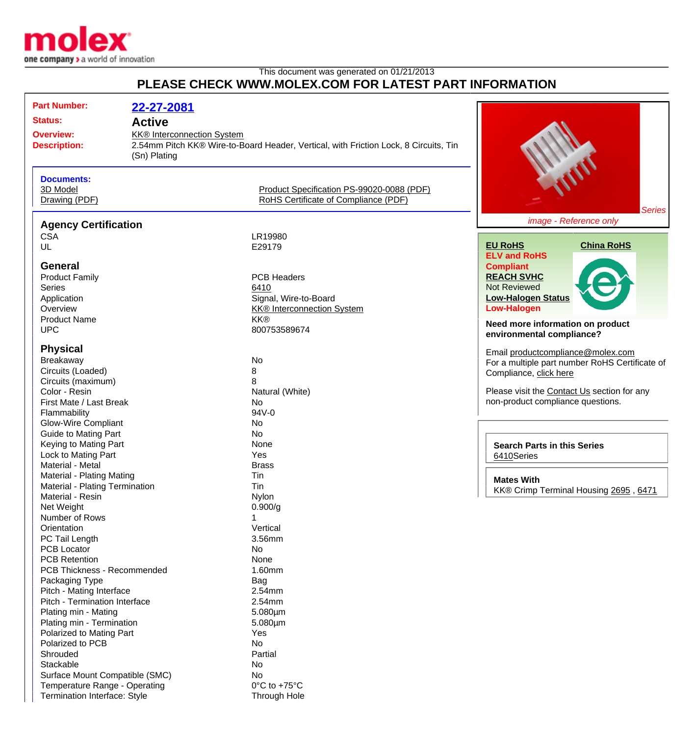This document was generated on 01/21/2013

# PLEASE CHECK WWW.MOLEX.COM FOR LATEST PART INFORMATION

| | |
|---|---|
| **Part Number:** | **22-27-2081** |
| **Status:** | **Active** |
| **Overview:** | KK® Interconnection System |
| **Description:** | 2.54mm Pitch KK® Wire-to-Board Header, Vertical, with Friction Lock, 8 Circuits, Tin (Sn) Plating |

**Documents:**

- 3D Model
- Drawing (PDF)
- Product Specification PS-99020-0088 (PDF)
- RoHS Certificate of Compliance (PDF)

*Series image - Reference only*

## Agency Certification

| | |
|---|---|
| CSA | LR19980 |
| UL | E29179 |

## General

| | |
|---|---|
| Product Family | PCB Headers |
| Series | 6410 |
| Application | Signal, Wire-to-Board |
| Overview | KK® Interconnection System |
| Product Name | KK® |
| UPC | 800753589674 |

## Physical

| | |
|---|---|
| Breakaway | No |
| Circuits (Loaded) | 8 |
| Circuits (maximum) | 8 |
| Color - Resin | Natural (White) |
| First Mate / Last Break | No |
| Flammability | 94V-0 |
| Glow-Wire Compliant | No |
| Guide to Mating Part | No |
| Keying to Mating Part | None |
| Lock to Mating Part | Yes |
| Material - Metal | Brass |
| Material - Plating Mating | Tin |
| Material - Plating Termination | Tin |
| Material - Resin | Nylon |
| Net Weight | 0.900/g |
| Number of Rows | 1 |
| Orientation | Vertical |
| PC Tail Length | 3.56mm |
| PCB Locator | No |
| PCB Retention | None |
| PCB Thickness - Recommended | 1.60mm |
| Packaging Type | Bag |
| Pitch - Mating Interface | 2.54mm |
| Pitch - Termination Interface | 2.54mm |
| Plating min - Mating | 5.080µm |
| Plating min - Termination | 5.080µm |
| Polarized to Mating Part | Yes |
| Polarized to PCB | No |
| Shrouded | Partial |
| Stackable | No |
| Surface Mount Compatible (SMC) | No |
| Temperature Range - Operating | 0°C to +75°C |
| Termination Interface: Style | Through Hole |

**EU RoHS**
**ELV and RoHS Compliant**

**China RoHS**

**REACH SVHC**
Not Reviewed

**Low-Halogen Status**
**Low-Halogen**

**Need more information on product environmental compliance?**

Email productcompliance@molex.com
For a multiple part number RoHS Certificate of Compliance, click here

Please visit the Contact Us section for any non-product compliance questions.

**Search Parts in this Series**
6410Series

**Mates With**
KK® Crimp Terminal Housing 2695 , 6471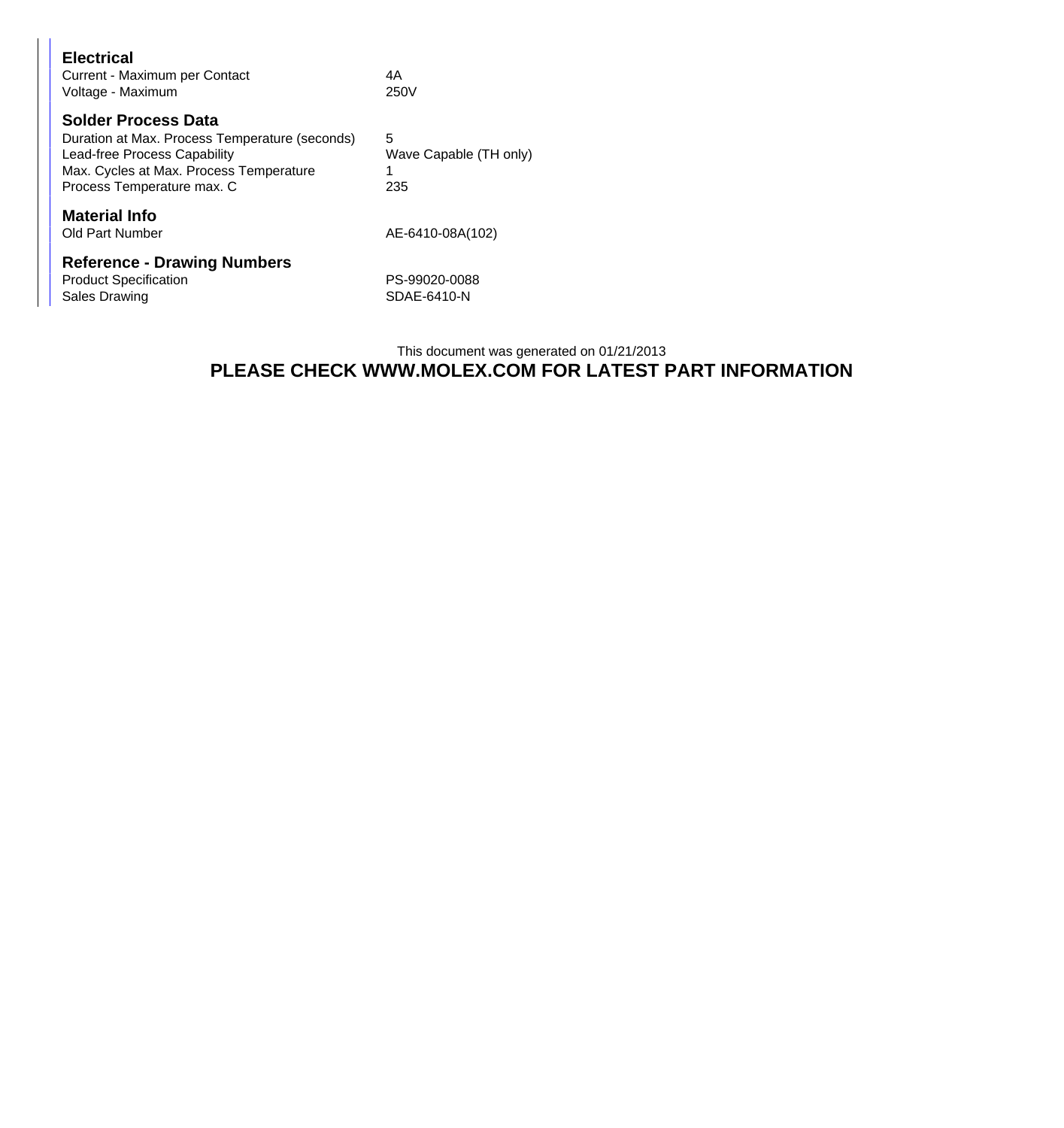### Electrical

| | |
|---|---|
| Current - Maximum per Contact | 4A |
| Voltage - Maximum | 250V |

### Solder Process Data

| | |
|---|---|
| Duration at Max. Process Temperature (seconds) | 5 |
| Lead-free Process Capability | Wave Capable (TH only) |
| Max. Cycles at Max. Process Temperature | 1 |
| Process Temperature max. C | 235 |

### Material Info

| | |
|---|---|
| Old Part Number | AE-6410-08A(102) |

### Reference - Drawing Numbers

| | |
|---|---|
| Product Specification | PS-99020-0088 |
| Sales Drawing | SDAE-6410-N |

This document was generated on 01/21/2013

**PLEASE CHECK WWW.MOLEX.COM FOR LATEST PART INFORMATION**